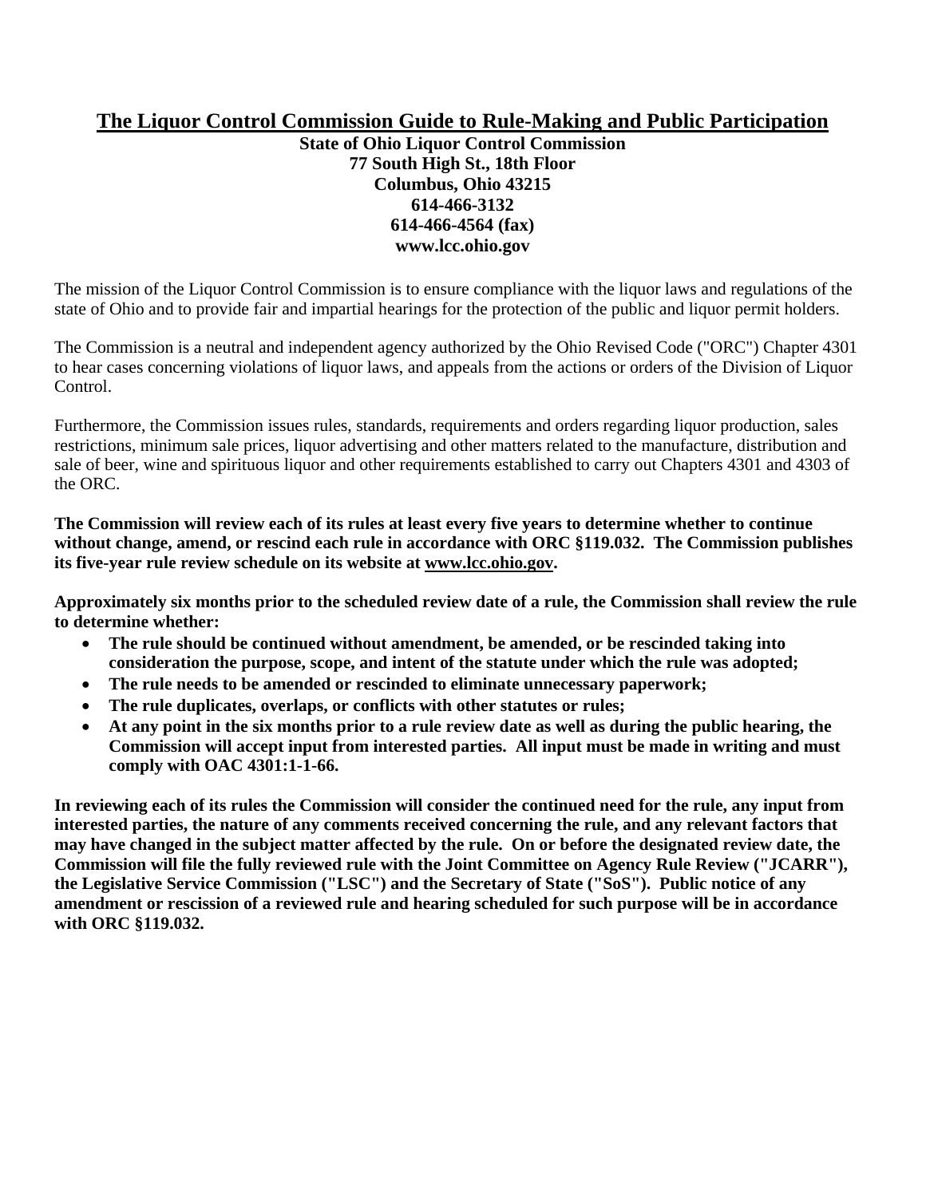# The Liquor Control Commission Guide to Rule-Making and Public Participation

**State of Ohio Liquor Control Commission**
**77 South High St., 18th Floor**
**Columbus, Ohio 43215**
**614-466-3132**
**614-466-4564 (fax)**
**www.lcc.ohio.gov**

The mission of the Liquor Control Commission is to ensure compliance with the liquor laws and regulations of the state of Ohio and to provide fair and impartial hearings for the protection of the public and liquor permit holders.

The Commission is a neutral and independent agency authorized by the Ohio Revised Code ("ORC") Chapter 4301 to hear cases concerning violations of liquor laws, and appeals from the actions or orders of the Division of Liquor Control.

Furthermore, the Commission issues rules, standards, requirements and orders regarding liquor production, sales restrictions, minimum sale prices, liquor advertising and other matters related to the manufacture, distribution and sale of beer, wine and spirituous liquor and other requirements established to carry out Chapters 4301 and 4303 of the ORC.

**The Commission will review each of its rules at least every five years to determine whether to continue without change, amend, or rescind each rule in accordance with ORC §119.032. The Commission publishes its five-year rule review schedule on its website at www.lcc.ohio.gov.**

**Approximately six months prior to the scheduled review date of a rule, the Commission shall review the rule to determine whether:**

- **The rule should be continued without amendment, be amended, or be rescinded taking into consideration the purpose, scope, and intent of the statute under which the rule was adopted;**
- **The rule needs to be amended or rescinded to eliminate unnecessary paperwork;**
- **The rule duplicates, overlaps, or conflicts with other statutes or rules;**
- **At any point in the six months prior to a rule review date as well as during the public hearing, the Commission will accept input from interested parties. All input must be made in writing and must comply with OAC 4301:1-1-66.**

**In reviewing each of its rules the Commission will consider the continued need for the rule, any input from interested parties, the nature of any comments received concerning the rule, and any relevant factors that may have changed in the subject matter affected by the rule. On or before the designated review date, the Commission will file the fully reviewed rule with the Joint Committee on Agency Rule Review ("JCARR"), the Legislative Service Commission ("LSC") and the Secretary of State ("SoS"). Public notice of any amendment or rescission of a reviewed rule and hearing scheduled for such purpose will be in accordance with ORC §119.032.**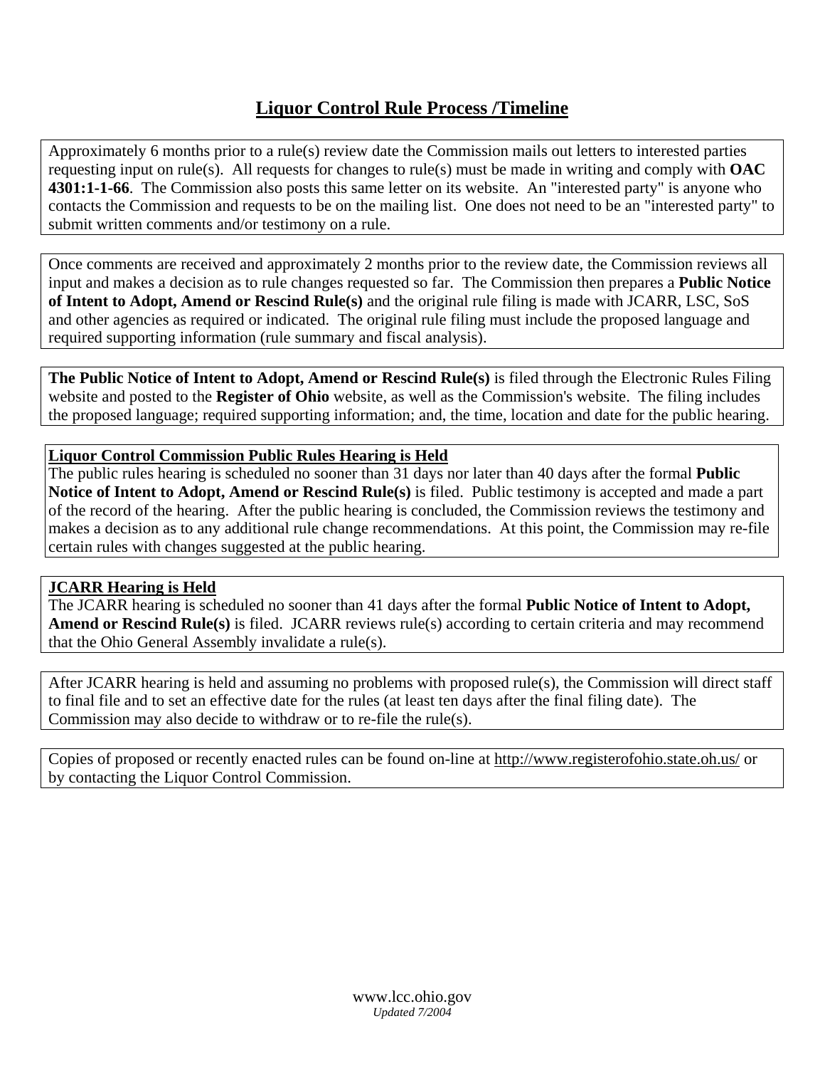# Liquor Control Rule Process /Timeline

Approximately 6 months prior to a rule(s) review date the Commission mails out letters to interested parties requesting input on rule(s). All requests for changes to rule(s) must be made in writing and comply with **OAC 4301:1-1-66**. The Commission also posts this same letter on its website. An "interested party" is anyone who contacts the Commission and requests to be on the mailing list. One does not need to be an "interested party" to submit written comments and/or testimony on a rule.

Once comments are received and approximately 2 months prior to the review date, the Commission reviews all input and makes a decision as to rule changes requested so far. The Commission then prepares a **Public Notice of Intent to Adopt, Amend or Rescind Rule(s)** and the original rule filing is made with JCARR, LSC, SoS and other agencies as required or indicated. The original rule filing must include the proposed language and required supporting information (rule summary and fiscal analysis).

**The Public Notice of Intent to Adopt, Amend or Rescind Rule(s)** is filed through the Electronic Rules Filing website and posted to the **Register of Ohio** website, as well as the Commission's website. The filing includes the proposed language; required supporting information; and, the time, location and date for the public hearing.

## Liquor Control Commission Public Rules Hearing is Held

The public rules hearing is scheduled no sooner than 31 days nor later than 40 days after the formal **Public Notice of Intent to Adopt, Amend or Rescind Rule(s)** is filed. Public testimony is accepted and made a part of the record of the hearing. After the public hearing is concluded, the Commission reviews the testimony and makes a decision as to any additional rule change recommendations. At this point, the Commission may re-file certain rules with changes suggested at the public hearing.

## JCARR Hearing is Held

The JCARR hearing is scheduled no sooner than 41 days after the formal **Public Notice of Intent to Adopt, Amend or Rescind Rule(s)** is filed. JCARR reviews rule(s) according to certain criteria and may recommend that the Ohio General Assembly invalidate a rule(s).

After JCARR hearing is held and assuming no problems with proposed rule(s), the Commission will direct staff to final file and to set an effective date for the rules (at least ten days after the final filing date). The Commission may also decide to withdraw or to re-file the rule(s).

Copies of proposed or recently enacted rules can be found on-line at http://www.registerofohio.state.oh.us/ or by contacting the Liquor Control Commission.

www.lcc.ohio.gov

*Updated 7/2004*